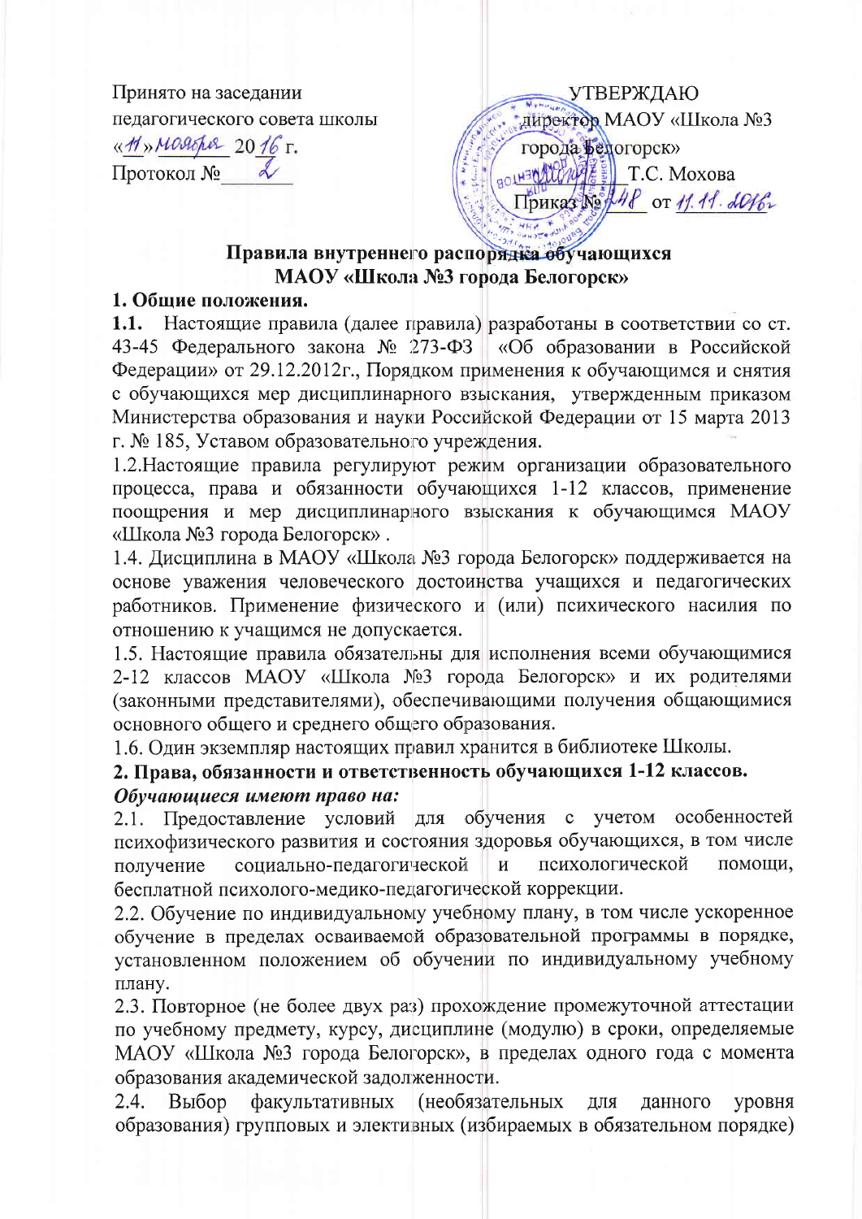Принято на заседании
педагогического совета школы
«11» ноября 2016 г.
Протокол № 2

УТВЕРЖДАЮ
директор МАОУ «Школа №3
города Белогорск»
Т.С. Мохова
Приказ № 48 от 11.11.2016г

# Правила внутреннего распорядка обучающихся МАОУ «Школа №3 города Белогорск»

## 1. Общие положения.

**1.1.** Настоящие правила (далее правила) разработаны в соответствии со ст. 43-45 Федерального закона № 273-ФЗ «Об образовании в Российской Федерации» от 29.12.2012г., Порядком применения к обучающимся и снятия с обучающихся мер дисциплинарного взыскания, утвержденным приказом Министерства образования и науки Российской Федерации от 15 марта 2013 г. № 185, Уставом образовательного учреждения.

1.2.Настоящие правила регулируют режим организации образовательного процесса, права и обязанности обучающихся 1-12 классов, применение поощрения и мер дисциплинарного взыскания к обучающимся МАОУ «Школа №3 города Белогорск» .

1.4. Дисциплина в МАОУ «Школа №3 города Белогорск» поддерживается на основе уважения человеческого достоинства учащихся и педагогических работников. Применение физического и (или) психического насилия по отношению к учащимся не допускается.

1.5. Настоящие правила обязательны для исполнения всеми обучающимися 2-12 классов МАОУ «Школа №3 города Белогорск» и их родителями (законными представителями), обеспечивающими получения общающимися основного общего и среднего общего образования.

1.6. Один экземпляр настоящих правил хранится в библиотеке Школы.

## 2. Права, обязанности и ответственность обучающихся 1-12 классов.

***Обучающиеся имеют право на:***

2.1. Предоставление условий для обучения с учетом особенностей психофизического развития и состояния здоровья обучающихся, в том числе получение социально-педагогической и психологической помощи, бесплатной психолого-медико-педагогической коррекции.

2.2. Обучение по индивидуальному учебному плану, в том числе ускоренное обучение в пределах осваиваемой образовательной программы в порядке, установленном положением об обучении по индивидуальному учебному плану.

2.3. Повторное (не более двух раз) прохождение промежуточной аттестации по учебному предмету, курсу, дисциплине (модулю) в сроки, определяемые МАОУ «Школа №3 города Белогорск», в пределах одного года с момента образования академической задолженности.

2.4. Выбор факультативных (необязательных для данного уровня образования) групповых и элективных (избираемых в обязательном порядке)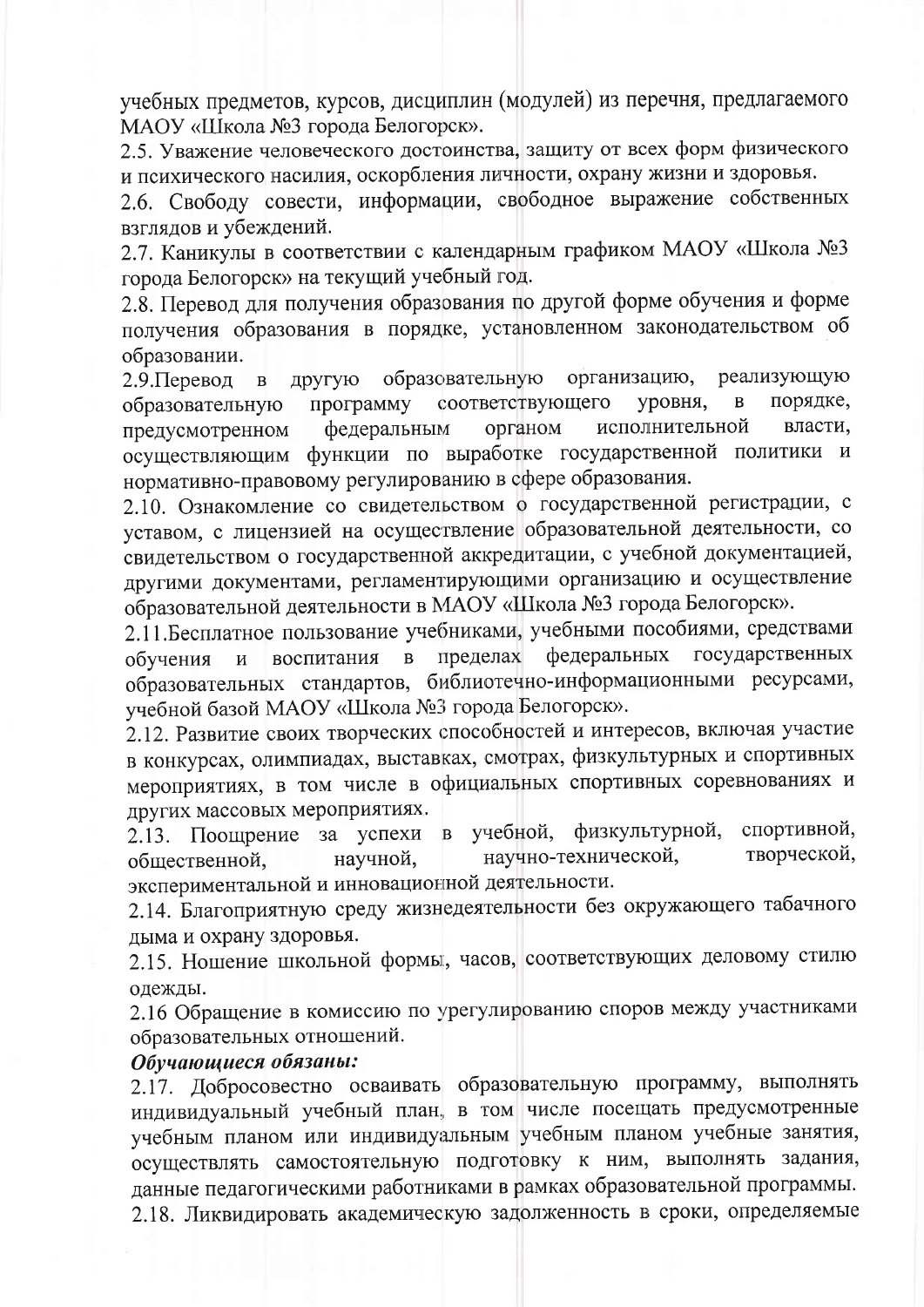учебных предметов, курсов, дисциплин (модулей) из перечня, предлагаемого МАОУ «Школа №3 города Белогорск».

2.5. Уважение человеческого достоинства, защиту от всех форм физического и психического насилия, оскорбления личности, охрану жизни и здоровья.

2.6. Свободу совести, информации, свободное выражение собственных взглядов и убеждений.

2.7. Каникулы в соответствии с календарным графиком МАОУ «Школа №3 города Белогорск» на текущий учебный год.

2.8. Перевод для получения образования по другой форме обучения и форме получения образования в порядке, установленном законодательством об образовании.

2.9.Перевод в другую образовательную организацию, реализующую образовательную программу соответствующего уровня, в порядке, предусмотренном федеральным органом исполнительной власти, осуществляющим функции по выработке государственной политики и нормативно-правовому регулированию в сфере образования.

2.10. Ознакомление со свидетельством о государственной регистрации, с уставом, с лицензией на осуществление образовательной деятельности, со свидетельством о государственной аккредитации, с учебной документацией, другими документами, регламентирующими организацию и осуществление образовательной деятельности в МАОУ «Школа №3 города Белогорск».

2.11.Бесплатное пользование учебниками, учебными пособиями, средствами обучения и воспитания в пределах федеральных государственных образовательных стандартов, библиотечно-информационными ресурсами, учебной базой МАОУ «Школа №3 города Белогорск».

2.12. Развитие своих творческих способностей и интересов, включая участие в конкурсах, олимпиадах, выставках, смотрах, физкультурных и спортивных мероприятиях, в том числе в официальных спортивных соревнованиях и других массовых мероприятиях.

2.13. Поощрение за успехи в учебной, физкультурной, спортивной, общественной, научной, научно-технической, творческой, экспериментальной и инновационной деятельности.

2.14. Благоприятную среду жизнедеятельности без окружающего табачного дыма и охрану здоровья.

2.15. Ношение школьной формы, часов, соответствующих деловому стилю одежды.

2.16 Обращение в комиссию по урегулированию споров между участниками образовательных отношений.

***Обучающиеся обязаны:***

2.17. Добросовестно осваивать образовательную программу, выполнять индивидуальный учебный план, в том числе посещать предусмотренные учебным планом или индивидуальным учебным планом учебные занятия, осуществлять самостоятельную подготовку к ним, выполнять задания, данные педагогическими работниками в рамках образовательной программы.

2.18. Ликвидировать академическую задолженность в сроки, определяемые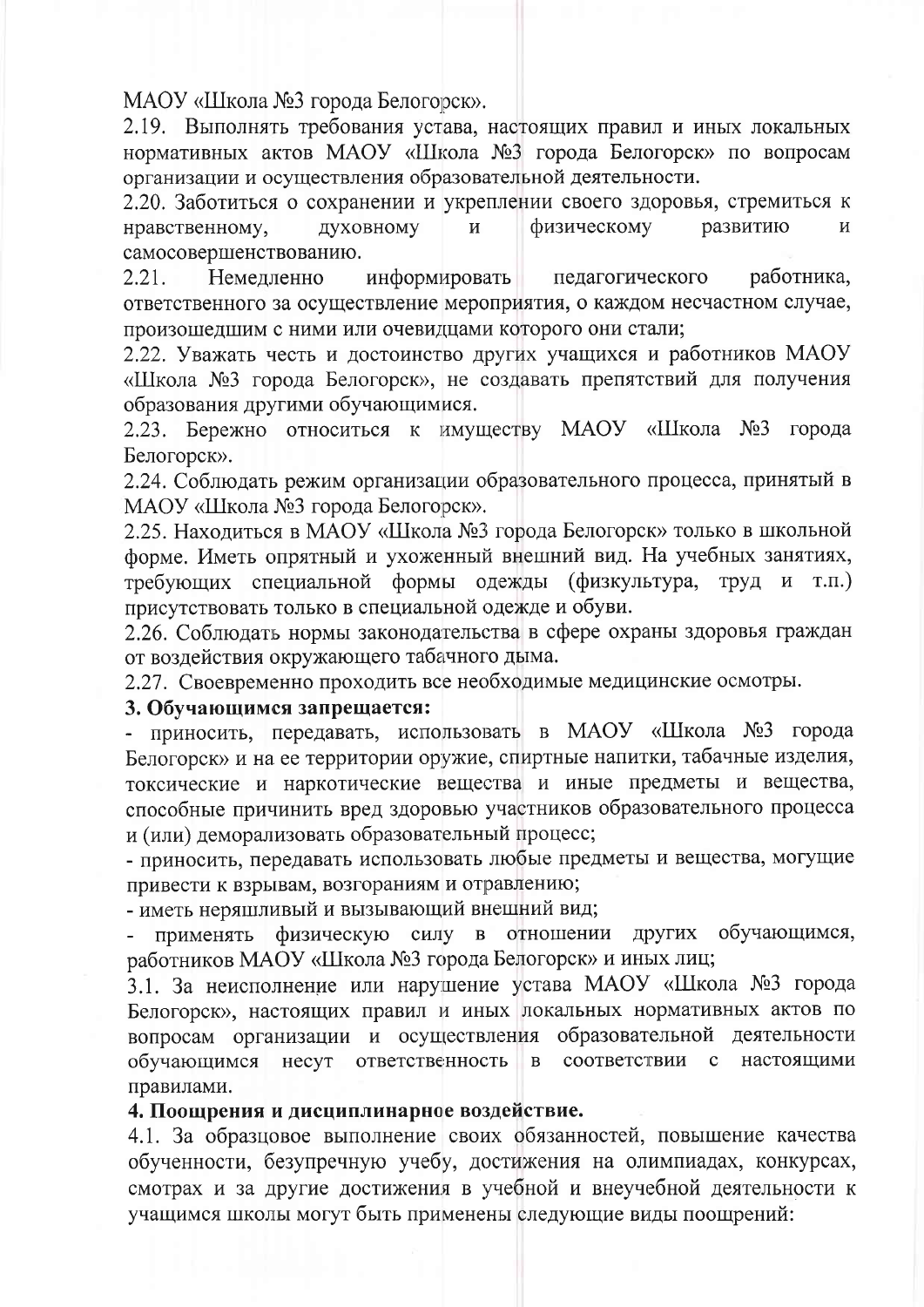МАОУ «Школа №3 города Белогорск».

2.19. Выполнять требования устава, настоящих правил и иных локальных нормативных актов МАОУ «Школа №3 города Белогорск» по вопросам организации и осуществления образовательной деятельности.

2.20. Заботиться о сохранении и укреплении своего здоровья, стремиться к нравственному, духовному и физическому развитию и самосовершенствованию.

2.21. Немедленно информировать педагогического работника, ответственного за осуществление мероприятия, о каждом несчастном случае, произошедшим с ними или очевидцами которого они стали;

2.22. Уважать честь и достоинство других учащихся и работников МАОУ «Школа №3 города Белогорск», не создавать препятствий для получения образования другими обучающимися.

2.23. Бережно относиться к имуществу МАОУ «Школа №3 города Белогорск».

2.24. Соблюдать режим организации образовательного процесса, принятый в МАОУ «Школа №3 города Белогорск».

2.25. Находиться в МАОУ «Школа №3 города Белогорск» только в школьной форме. Иметь опрятный и ухоженный внешний вид. На учебных занятиях, требующих специальной формы одежды (физкультура, труд и т.п.) присутствовать только в специальной одежде и обуви.

2.26. Соблюдать нормы законодательства в сфере охраны здоровья граждан от воздействия окружающего табачного дыма.

2.27. Своевременно проходить все необходимые медицинские осмотры.

**3. Обучающимся запрещается:**

- приносить, передавать, использовать в МАОУ «Школа №3 города Белогорск» и на ее территории оружие, спиртные напитки, табачные изделия, токсические и наркотические вещества и иные предметы и вещества, способные причинить вред здоровью участников образовательного процесса и (или) деморализовать образовательный процесс;
- приносить, передавать использовать любые предметы и вещества, могущие привести к взрывам, возгораниям и отравлению;
- иметь неряшливый и вызывающий внешний вид;
- применять физическую силу в отношении других обучающимся, работников МАОУ «Школа №3 города Белогорск» и иных лиц;

3.1. За неисполнение или нарушение устава МАОУ «Школа №3 города Белогорск», настоящих правил и иных локальных нормативных актов по вопросам организации и осуществления образовательной деятельности обучающимся несут ответственность в соответствии с настоящими правилами.

**4. Поощрения и дисциплинарное воздействие.**

4.1. За образцовое выполнение своих обязанностей, повышение качества обученности, безупречную учебу, достижения на олимпиадах, конкурсах, смотрах и за другие достижения в учебной и внеучебной деятельности к учащимся школы могут быть применены следующие виды поощрений: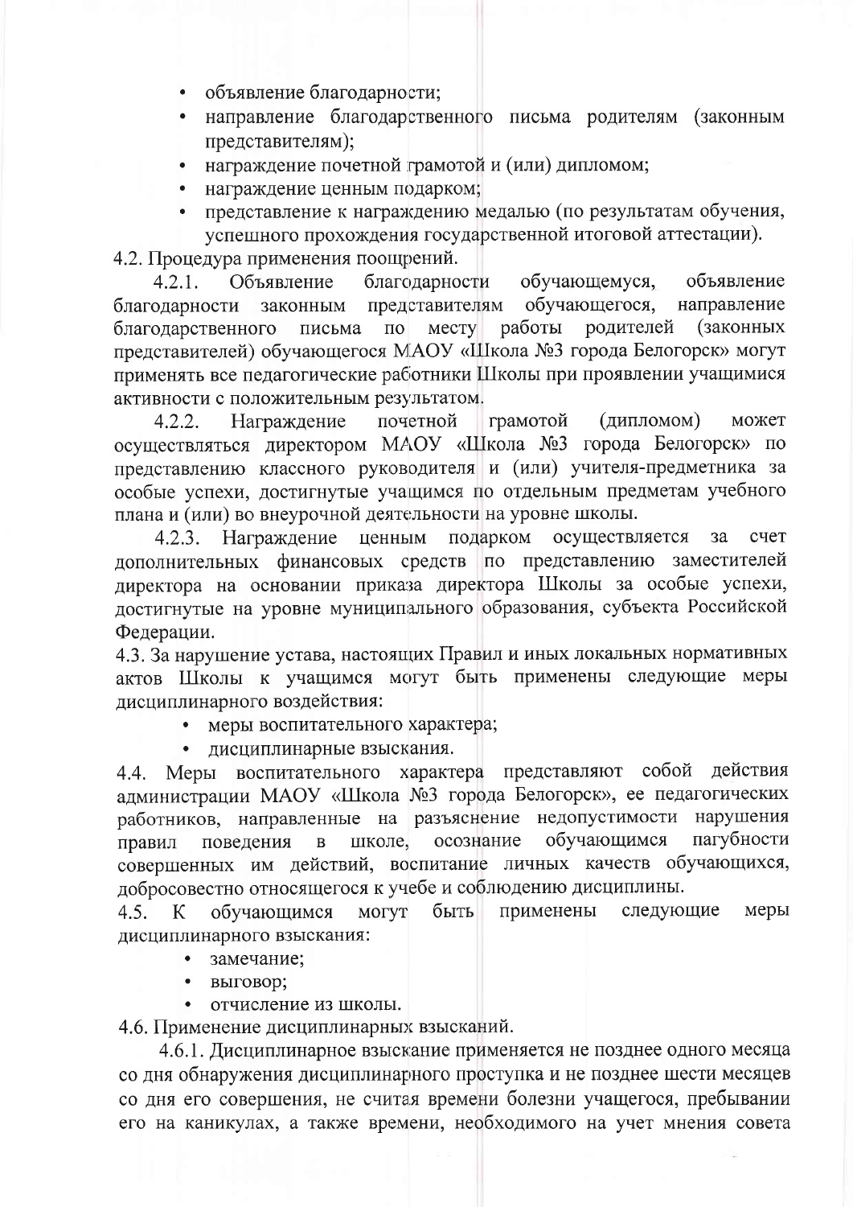- объявление благодарности;
- направление благодарственного письма родителям (законным представителям);
- награждение почетной грамотой и (или) дипломом;
- награждение ценным подарком;
- представление к награждению медалью (по результатам обучения, успешного прохождения государственной итоговой аттестации).

4.2. Процедура применения поощрений.

4.2.1. Объявление благодарности обучающемуся, объявление благодарности законным представителям обучающегося, направление благодарственного письма по месту работы родителей (законных представителей) обучающегося МАОУ «Школа №3 города Белогорск» могут применять все педагогические работники Школы при проявлении учащимися активности с положительным результатом.

4.2.2. Награждение почетной грамотой (дипломом) может осуществляться директором МАОУ «Школа №3 города Белогорск» по представлению классного руководителя и (или) учителя-предметника за особые успехи, достигнутые учащимся по отдельным предметам учебного плана и (или) во внеурочной деятельности на уровне школы.

4.2.3. Награждение ценным подарком осуществляется за счет дополнительных финансовых средств по представлению заместителей директора на основании приказа директора Школы за особые успехи, достигнутые на уровне муниципального образования, субъекта Российской Федерации.

4.3. За нарушение устава, настоящих Правил и иных локальных нормативных актов Школы к учащимся могут быть применены следующие меры дисциплинарного воздействия:

- меры воспитательного характера;
- дисциплинарные взыскания.

4.4. Меры воспитательного характера представляют собой действия администрации МАОУ «Школа №3 города Белогорск», ее педагогических работников, направленные на разъяснение недопустимости нарушения правил поведения в школе, осознание обучающимся пагубности совершенных им действий, воспитание личных качеств обучающихся, добросовестно относящегося к учебе и соблюдению дисциплины.

4.5. К обучающимся могут быть применены следующие меры дисциплинарного взыскания:

- замечание;
- выговор;
- отчисление из школы.

4.6. Применение дисциплинарных взысканий.

4.6.1. Дисциплинарное взыскание применяется не позднее одного месяца со дня обнаружения дисциплинарного проступка и не позднее шести месяцев со дня его совершения, не считая времени болезни учащегося, пребывании его на каникулах, а также времени, необходимого на учет мнения совета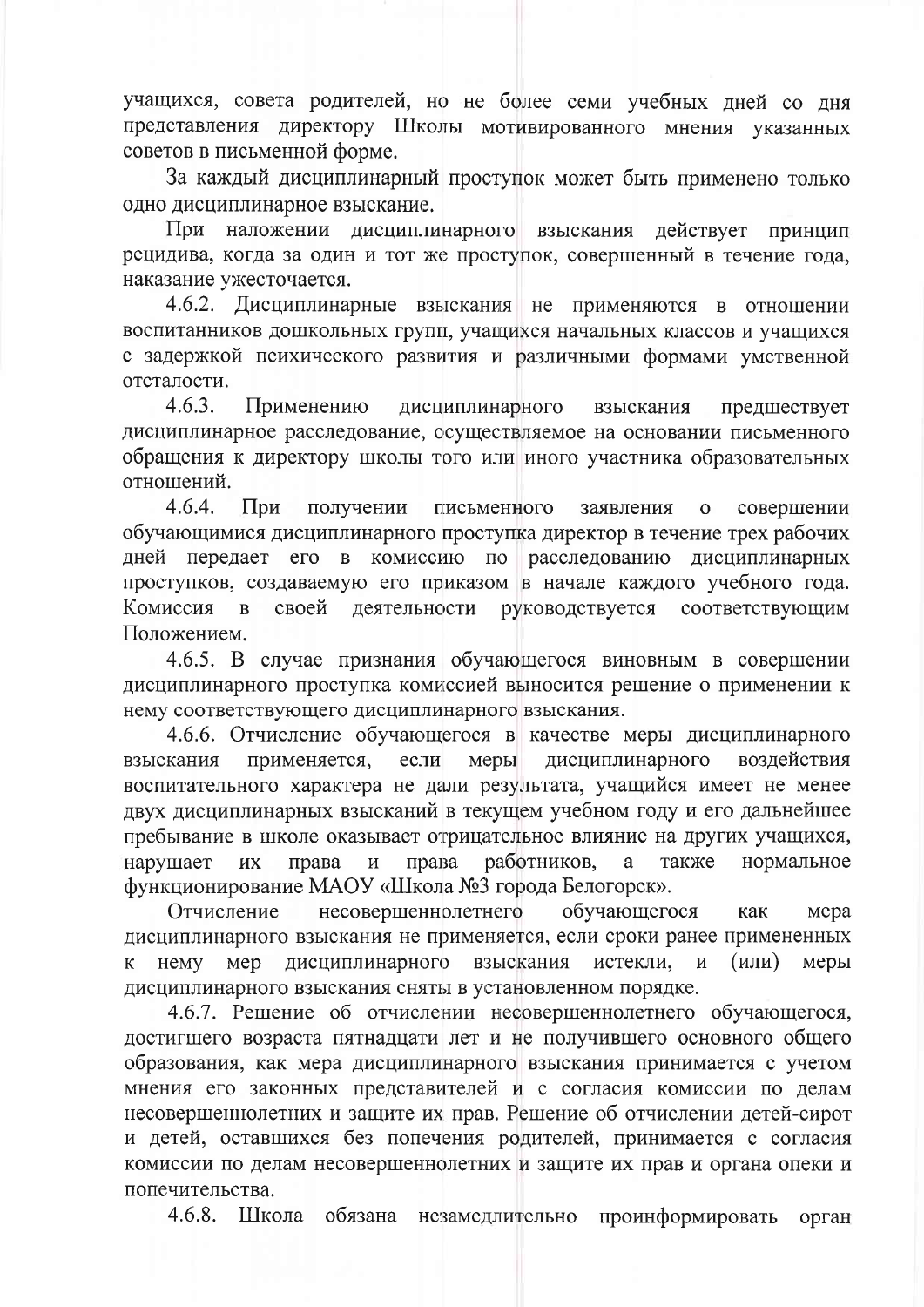учащихся, совета родителей, но не более семи учебных дней со дня представления директору Школы мотивированного мнения указанных советов в письменной форме.

За каждый дисциплинарный проступок может быть применено только одно дисциплинарное взыскание.

При наложении дисциплинарного взыскания действует принцип рецидива, когда за один и тот же проступок, совершенный в течение года, наказание ужесточается.

4.6.2. Дисциплинарные взыскания не применяются в отношении воспитанников дошкольных групп, учащихся начальных классов и учащихся с задержкой психического развития и различными формами умственной отсталости.

4.6.3. Применению дисциплинарного взыскания предшествует дисциплинарное расследование, осуществляемое на основании письменного обращения к директору школы того или иного участника образовательных отношений.

4.6.4. При получении письменного заявления о совершении обучающимися дисциплинарного проступка директор в течение трех рабочих дней передает его в комиссию по расследованию дисциплинарных проступков, создаваемую его приказом в начале каждого учебного года. Комиссия в своей деятельности руководствуется соответствующим Положением.

4.6.5. В случае признания обучающегося виновным в совершении дисциплинарного проступка комиссией выносится решение о применении к нему соответствующего дисциплинарного взыскания.

4.6.6. Отчисление обучающегося в качестве меры дисциплинарного взыскания применяется, если меры дисциплинарного воздействия воспитательного характера не дали результата, учащийся имеет не менее двух дисциплинарных взысканий в текущем учебном году и его дальнейшее пребывание в школе оказывает отрицательное влияние на других учащихся, нарушает их права и права работников, а также нормальное функционирование МАОУ «Школа №3 города Белогорск».

Отчисление несовершеннолетнего обучающегося как мера дисциплинарного взыскания не применяется, если сроки ранее примененных к нему мер дисциплинарного взыскания истекли, и (или) меры дисциплинарного взыскания сняты в установленном порядке.

4.6.7. Решение об отчислении несовершеннолетнего обучающегося, достигшего возраста пятнадцати лет и не получившего основного общего образования, как мера дисциплинарного взыскания принимается с учетом мнения его законных представителей и с согласия комиссии по делам несовершеннолетних и защите их прав. Решение об отчислении детей-сирот и детей, оставшихся без попечения родителей, принимается с согласия комиссии по делам несовершеннолетних и защите их прав и органа опеки и попечительства.

4.6.8. Школа обязана незамедлительно проинформировать орган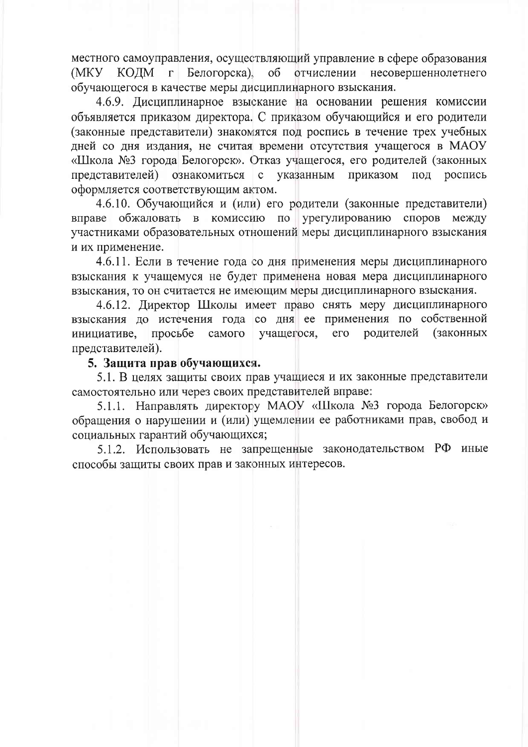местного самоуправления, осуществляющий управление в сфере образования (МКУ КОДМ г Белогорска), об отчислении несовершеннолетнего обучающегося в качестве меры дисциплинарного взыскания.

4.6.9. Дисциплинарное взыскание на основании решения комиссии объявляется приказом директора. С приказом обучающийся и его родители (законные представители) знакомятся под роспись в течение трех учебных дней со дня издания, не считая времени отсутствия учащегося в МАОУ «Школа №3 города Белогорск». Отказ учащегося, его родителей (законных представителей) ознакомиться с указанным приказом под роспись оформляется соответствующим актом.

4.6.10. Обучающийся и (или) его родители (законные представители) вправе обжаловать в комиссию по урегулированию споров между участниками образовательных отношений меры дисциплинарного взыскания и их применение.

4.6.11. Если в течение года со дня применения меры дисциплинарного взыскания к учащемуся не будет применена новая мера дисциплинарного взыскания, то он считается не имеющим меры дисциплинарного взыскания.

4.6.12. Директор Школы имеет право снять меру дисциплинарного взыскания до истечения года со дня ее применения по собственной инициативе, просьбе самого учащегося, его родителей (законных представителей).

**5. Защита прав обучающихся.**

5.1. В целях защиты своих прав учащиеся и их законные представители самостоятельно или через своих представителей вправе:

5.1.1. Направлять директору МАОУ «Школа №3 города Белогорск» обращения о нарушении и (или) ущемлении ее работниками прав, свобод и социальных гарантий обучающихся;

5.1.2. Использовать не запрещенные законодательством РФ иные способы защиты своих прав и законных интересов.